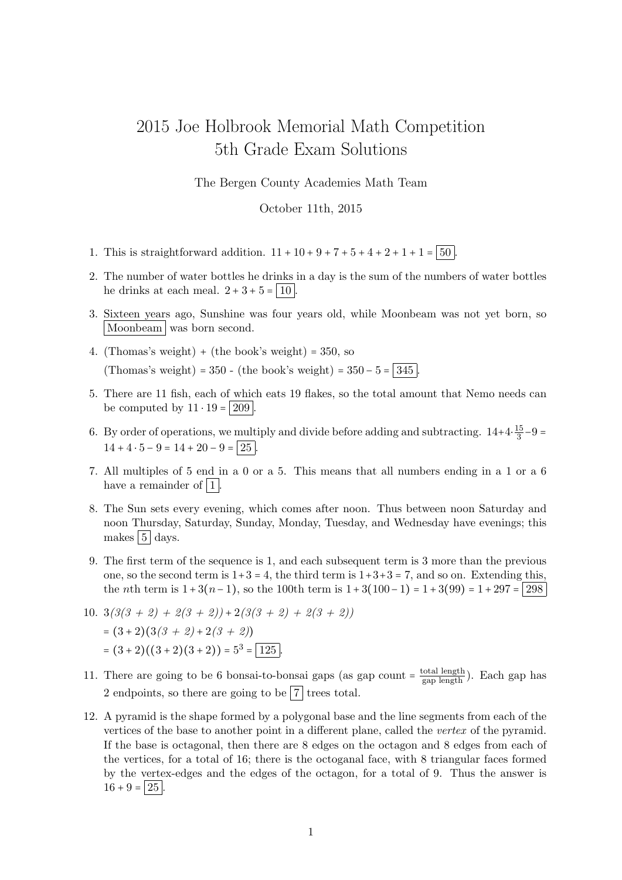# 2015 Joe Holbrook Memorial Math Competition
## 5th Grade Exam Solutions

The Bergen County Academies Math Team

October 11th, 2015

1. This is straightforward addition. $11 + 10 + 9 + 7 + 5 + 4 + 2 + 1 + 1 = \boxed{50}$.

2. The number of water bottles he drinks in a day is the sum of the numbers of water bottles he drinks at each meal. $2 + 3 + 5 = \boxed{10}$.

3. Sixteen years ago, Sunshine was four years old, while Moonbeam was not yet born, so $\boxed{\text{Moonbeam}}$ was born second.

4. (Thomas's weight) + (the book's weight) = 350, so

   (Thomas's weight) = 350 - (the book's weight) = $350 - 5 = \boxed{345}$.

5. There are 11 fish, each of which eats 19 flakes, so the total amount that Nemo needs can be computed by $11 \cdot 19 = \boxed{209}$.

6. By order of operations, we multiply and divide before adding and subtracting. $14+4\cdot\frac{15}{3}-9 = 14 + 4 \cdot 5 - 9 = 14 + 20 - 9 = \boxed{25}$.

7. All multiples of 5 end in a 0 or a 5. This means that all numbers ending in a 1 or a 6 have a remainder of $\boxed{1}$.

8. The Sun sets every evening, which comes after noon. Thus between noon Saturday and noon Thursday, Saturday, Sunday, Monday, Tuesday, and Wednesday have evenings; this makes $\boxed{5}$ days.

9. The first term of the sequence is 1, and each subsequent term is 3 more than the previous one, so the second term is $1+3 = 4$, the third term is $1+3+3 = 7$, and so on. Extending this, the $n$th term is $1+3(n-1)$, so the 100th term is $1 + 3(100-1) = 1 + 3(99) = 1 + 297 = \boxed{298}$

10. $3(3(3+2) + 2(3+2)) + 2(3(3+2) + 2(3+2))$

    $= (3+2)(3(3+2) + 2(3+2))$

    $= (3+2)((3+2)(3+2)) = 5^3 = \boxed{125}$.

11. There are going to be 6 bonsai-to-bonsai gaps (as gap count $= \frac{\text{total length}}{\text{gap length}}$). Each gap has 2 endpoints, so there are going to be $\boxed{7}$ trees total.

12. A pyramid is the shape formed by a polygonal base and the line segments from each of the vertices of the base to another point in a different plane, called the *vertex* of the pyramid. If the base is octagonal, then there are 8 edges on the octagon and 8 edges from each of the vertices, for a total of 16; there is the octoganal face, with 8 triangular faces formed by the vertex-edges and the edges of the octagon, for a total of 9. Thus the answer is $16 + 9 = \boxed{25}$.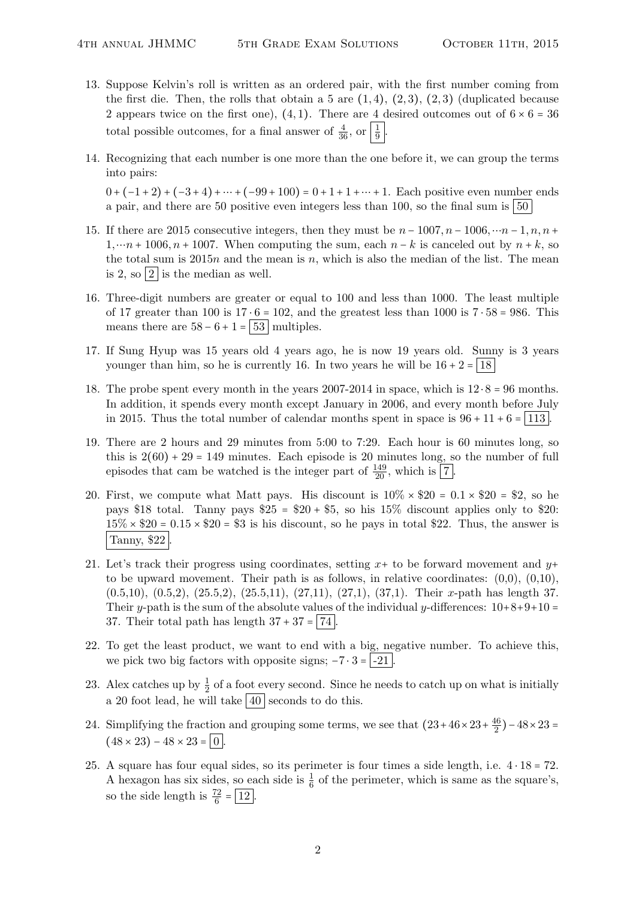13. Suppose Kelvin's roll is written as an ordered pair, with the first number coming from the first die. Then, the rolls that obtain a 5 are $(1,4)$, $(2,3)$, $(2,3)$ (duplicated because 2 appears twice on the first one), $(4,1)$. There are 4 desired outcomes out of $6 \times 6 = 36$ total possible outcomes, for a final answer of $\frac{4}{36}$, or $\boxed{\frac{1}{9}}$.

14. Recognizing that each number is one more than the one before it, we can group the terms into pairs:

    $0 + (-1+2) + (-3+4) + \cdots + (-99+100) = 0 + 1 + 1 + \cdots + 1$. Each positive even number ends a pair, and there are 50 positive even integers less than 100, so the final sum is $\boxed{50}$

15. If there are 2015 consecutive integers, then they must be $n-1007, n-1006, \cdots n-1, n, n+1, \cdots n+1006, n+1007$. When computing the sum, each $n-k$ is canceled out by $n+k$, so the total sum is $2015n$ and the mean is $n$, which is also the median of the list. The mean is 2, so $\boxed{2}$ is the median as well.

16. Three-digit numbers are greater or equal to 100 and less than 1000. The least multiple of 17 greater than 100 is $17 \cdot 6 = 102$, and the greatest less than 1000 is $7 \cdot 58 = 986$. This means there are $58 - 6 + 1 = \boxed{53}$ multiples.

17. If Sung Hyup was 15 years old 4 years ago, he is now 19 years old. Sunny is 3 years younger than him, so he is currently 16. In two years he will be $16 + 2 = \boxed{18}$

18. The probe spent every month in the years 2007-2014 in space, which is $12 \cdot 8 = 96$ months. In addition, it spends every month except January in 2006, and every month before July in 2015. Thus the total number of calendar months spent in space is $96 + 11 + 6 = \boxed{113}$.

19. There are 2 hours and 29 minutes from 5:00 to 7:29. Each hour is 60 minutes long, so this is $2(60) + 29 = 149$ minutes. Each episode is 20 minutes long, so the number of full episodes that cam be watched is the integer part of $\frac{149}{20}$, which is $\boxed{7}$.

20. First, we compute what Matt pays. His discount is $10\% \times \$20 = 0.1 \times \$20 = \$2$, so he pays \$18 total. Tanny pays $\$25 = \$20 + \$5$, so his 15% discount applies only to \$20: $15\% \times \$20 = 0.15 \times \$20 = \$3$ is his discount, so he pays in total \$22. Thus, the answer is $\boxed{\text{Tanny, \$22}}$.

21. Let's track their progress using coordinates, setting $x+$ to be forward movement and $y+$ to be upward movement. Their path is as follows, in relative coordinates: (0,0), (0,10), (0.5,10), (0.5,2), (25.5,2), (25.5,11), (27,11), (27,1), (37,1). Their $x$-path has length 37. Their $y$-path is the sum of the absolute values of the individual $y$-differences: $10+8+9+10 = 37$. Their total path has length $37 + 37 = \boxed{74}$.

22. To get the least product, we want to end with a big, negative number. To achieve this, we pick two big factors with opposite signs; $-7 \cdot 3 = \boxed{-21}$.

23. Alex catches up by $\frac{1}{2}$ of a foot every second. Since he needs to catch up on what is initially a 20 foot lead, he will take $\boxed{40}$ seconds to do this.

24. Simplifying the fraction and grouping some terms, we see that $(23 + 46 \times 23 + \frac{46}{2}) - 48 \times 23 = (48 \times 23) - 48 \times 23 = \boxed{0}$.

25. A square has four equal sides, so its perimeter is four times a side length, i.e. $4 \cdot 18 = 72$. A hexagon has six sides, so each side is $\frac{1}{6}$ of the perimeter, which is same as the square's, so the side length is $\frac{72}{6} = \boxed{12}$.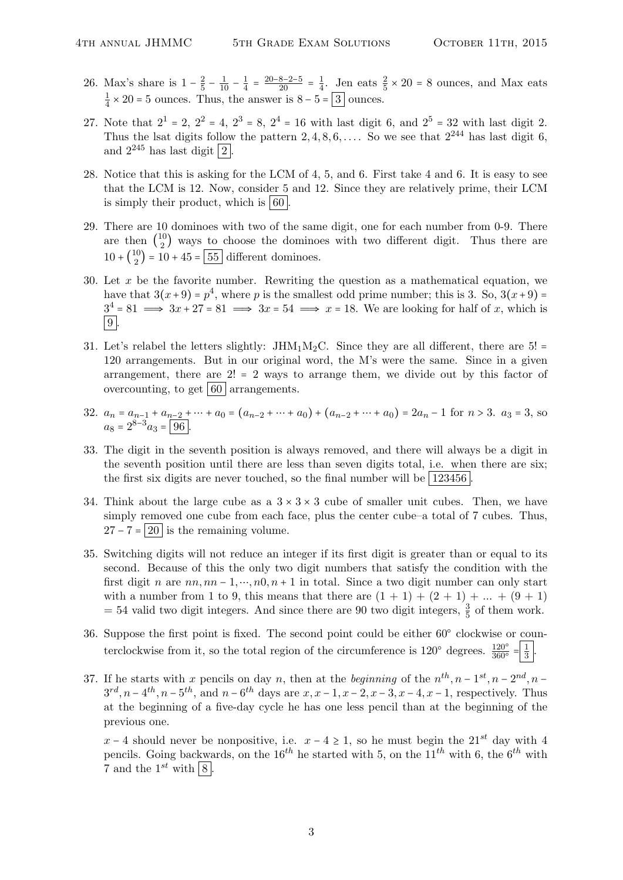26. Max's share is $1 - \frac{2}{5} - \frac{1}{10} - \frac{1}{4} = \frac{20-8-2-5}{20} = \frac{1}{4}$. Jen eats $\frac{2}{5} \times 20 = 8$ ounces, and Max eats $\frac{1}{4} \times 20 = 5$ ounces. Thus, the answer is $8 - 5 = \boxed{3}$ ounces.

27. Note that $2^1 = 2$, $2^2 = 4$, $2^3 = 8$, $2^4 = 16$ with last digit 6, and $2^5 = 32$ with last digit 2. Thus the lsat digits follow the pattern $2, 4, 8, 6, \ldots$. So we see that $2^{244}$ has last digit 6, and $2^{245}$ has last digit $\boxed{2}$.

28. Notice that this is asking for the LCM of 4, 5, and 6. First take 4 and 6. It is easy to see that the LCM is 12. Now, consider 5 and 12. Since they are relatively prime, their LCM is simply their product, which is $\boxed{60}$.

29. There are 10 dominoes with two of the same digit, one for each number from 0-9. There are then $\binom{10}{2}$ ways to choose the dominoes with two different digit. Thus there are $10 + \binom{10}{2} = 10 + 45 = \boxed{55}$ different dominoes.

30. Let $x$ be the favorite number. Rewriting the question as a mathematical equation, we have that $3(x+9) = p^4$, where $p$ is the smallest odd prime number; this is 3. So, $3(x+9) = 3^4 = 81 \implies 3x + 27 = 81 \implies 3x = 54 \implies x = 18$. We are looking for half of $x$, which is $\boxed{9}$.

31. Let's relabel the letters slightly: $\text{JHM}_1\text{M}_2\text{C}$. Since they are all different, there are $5! = 120$ arrangements. But in our original word, the M's were the same. Since in a given arrangement, there are $2! = 2$ ways to arrange them, we divide out by this factor of overcounting, to get $\boxed{60}$ arrangements.

32. $a_n = a_{n-1} + a_{n-2} + \cdots + a_0 = (a_{n-2} + \cdots + a_0) + (a_{n-2} + \cdots + a_0) = 2a_n - 1$ for $n > 3$. $a_3 = 3$, so $a_8 = 2^{8-3}a_3 = \boxed{96}$.

33. The digit in the seventh position is always removed, and there will always be a digit in the seventh position until there are less than seven digits total, i.e. when there are six; the first six digits are never touched, so the final number will be $\boxed{123456}$.

34. Think about the large cube as a $3 \times 3 \times 3$ cube of smaller unit cubes. Then, we have simply removed one cube from each face, plus the center cube–a total of 7 cubes. Thus, $27 - 7 = \boxed{20}$ is the remaining volume.

35. Switching digits will not reduce an integer if its first digit is greater than or equal to its second. Because of this the only two digit numbers that satisfy the condition with the first digit $n$ are $nn, nn-1, \cdots, n0, n+1$ in total. Since a two digit number can only start with a number from 1 to 9, this means that there are $(1 + 1) + (2 + 1) + \ldots + (9 + 1) = 54$ valid two digit integers. And since there are 90 two digit integers, $\frac{3}{5}$ of them work.

36. Suppose the first point is fixed. The second point could be either $60°$ clockwise or counterclockwise from it, so the total region of the circumference is $120°$ degrees. $\frac{120°}{360°} = \boxed{\frac{1}{3}}$.

37. If he starts with $x$ pencils on day $n$, then at the *beginning* of the $n^{th}, n-1^{st}, n-2^{nd}, n-3^{rd}, n-4^{th}, n-5^{th}$, and $n-6^{th}$ days are $x, x-1, x-2, x-3, x-4, x-1$, respectively. Thus at the beginning of a five-day cycle he has one less pencil than at the beginning of the previous one.

    $x - 4$ should never be nonpositive, i.e. $x - 4 \geq 1$, so he must begin the $21^{st}$ day with 4 pencils. Going backwards, on the $16^{th}$ he started with 5, on the $11^{th}$ with 6, the $6^{th}$ with 7 and the $1^{st}$ with $\boxed{8}$.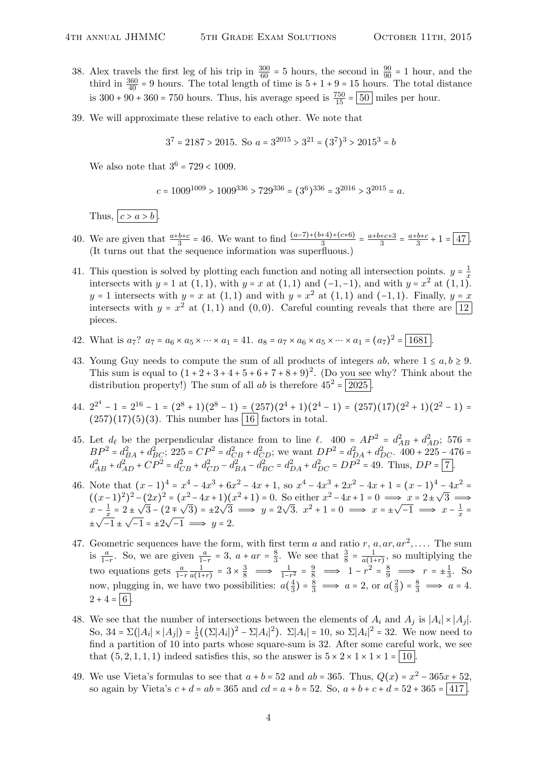38. Alex travels the first leg of his trip in $\frac{300}{60} = 5$ hours, the second in $\frac{90}{90} = 1$ hour, and the third in $\frac{360}{40} = 9$ hours. The total length of time is $5 + 1 + 9 = 15$ hours. The total distance is $300 + 90 + 360 = 750$ hours. Thus, his average speed is $\frac{750}{15} = \boxed{50}$ miles per hour.

39. We will approximate these relative to each other. We note that

$$3^7 = 2187 > 2015. \text{ So } a = 3^{2015} > 3^{21} = (3^7)^3 > 2015^3 = b$$

We also note that $3^6 = 729 < 1009$.

$$c = 1009^{1009} > 1009^{336} > 729^{336} = (3^6)^{336} = 3^{2016} > 3^{2015} = a.$$

Thus, $\boxed{c > a > b}$.

40. We are given that $\frac{a+b+c}{3} = 46$. We want to find $\frac{(a-7)+(b+4)+(c+6)}{3} = \frac{a+b+c+3}{3} = \frac{a+b+c}{3} + 1 = \boxed{47}$. (It turns out that the sequence information was superfluous.)

41. This question is solved by plotting each function and noting all intersection points. $y = \frac{1}{x}$ intersects with $y = 1$ at $(1, 1)$, with $y = x$ at $(1, 1)$ and $(-1, -1)$, and with $y = x^2$ at $(1, 1)$. $y = 1$ intersects with $y = x$ at $(1, 1)$ and with $y = x^2$ at $(1, 1)$ and $(-1, 1)$. Finally, $y = x$ intersects with $y = x^2$ at $(1, 1)$ and $(0, 0)$. Careful counting reveals that there are $\boxed{12}$ pieces.

42. What is $a_7$? $a_7 = a_6 \times a_5 \times \cdots \times a_1 = 41$. $a_8 = a_7 \times a_6 \times a_5 \times \cdots \times a_1 = (a_7)^2 = \boxed{1681}$.

43. Young Guy needs to compute the sum of all products of integers $ab$, where $1 \leq a, b \geq 9$. This sum is equal to $(1 + 2 + 3 + 4 + 5 + 6 + 7 + 8 + 9)^2$. (Do you see why? Think about the distribution property!) The sum of all $ab$ is therefore $45^2 = \boxed{2025}$.

44. $2^{2^4} - 1 = 2^{16} - 1 = (2^8 + 1)(2^8 - 1) = (257)(2^4 + 1)(2^4 - 1) = (257)(17)(2^2 + 1)(2^2 - 1) = (257)(17)(5)(3)$. This number has $\boxed{16}$ factors in total.

45. Let $d_\ell$ be the perpendicular distance from to line $\ell$. $400 = AP^2 = d_{AB}^2 + d_{AD}^2$; $576 = BP^2 = d_{BA}^2 + d_{BC}^2$; $225 = CP^2 = d_{CB}^2 + d_{CD}^2$; we want $DP^2 = d_{DA}^2 + d_{DC}^2$. $400 + 225 - 476 = d_{AB}^2 + d_{AD}^2 + CP^2 = d_{CB}^2 + d_{CD}^2 - d_{BA}^2 - d_{BC}^2 = d_{DA}^2 + d_{DC}^2 = DP^2 = 49$. Thus, $DP = \boxed{7}$.

46. Note that $(x-1)^4 = x^4 - 4x^3 + 6x^2 - 4x + 1$, so $x^4 - 4x^3 + 2x^2 - 4x + 1 = (x-1)^4 - 4x^2 = ((x-1)^2)^2 - (2x)^2 = (x^2 - 4x + 1)(x^2 + 1) = 0$. So either $x^2 - 4x + 1 = 0 \implies x = 2 \pm \sqrt{3} \implies x - \frac{1}{x} = 2 \pm \sqrt{3} - (2 \mp \sqrt{3}) = \pm 2\sqrt{3} \implies y = 2\sqrt{3}$. $x^2 + 1 = 0 \implies x = \pm\sqrt{-1} \implies x - \frac{1}{x} = \pm\sqrt{-1} \pm \sqrt{-1} = \pm 2\sqrt{-1} \implies y = 2$.

47. Geometric sequences have the form, with first term $a$ and ratio $r$, $a, ar, ar^2, \ldots$. The sum is $\frac{a}{1-r}$. So, we are given $\frac{a}{1-r} = 3$, $a + ar = \frac{8}{3}$. We see that $\frac{3}{8} = \frac{1}{a(1+r)}$, so multiplying the two equations gets $\frac{a}{1-r}\frac{1}{a(1+r)} = 3 \times \frac{3}{8} \implies \frac{1}{1-r^2} = \frac{9}{8} \implies 1 - r^2 = \frac{8}{9} \implies r = \pm\frac{1}{3}$. So now, plugging in, we have two possibilities: $a(\frac{4}{3}) = \frac{8}{3} \implies a = 2$, or $a(\frac{2}{3}) = \frac{8}{3} \implies a = 4$. $2 + 4 = \boxed{6}$.

48. We see that the number of intersections between the elements of $A_i$ and $A_j$ is $|A_i| \times |A_j|$. So, $34 = \Sigma(|A_i| \times |A_j|) = \frac{1}{2}((\Sigma|A_i|)^2 - \Sigma|A_i|^2)$. $\Sigma|A_i| = 10$, so $\Sigma|A_i|^2 = 32$. We now need to find a partition of 10 into parts whose square-sum is 32. After some careful work, we see that $(5, 2, 1, 1, 1)$ indeed satisfies this, so the answer is $5 \times 2 \times 1 \times 1 \times 1 = \boxed{10}$.

49. We use Vieta's formulas to see that $a + b = 52$ and $ab = 365$. Thus, $Q(x) = x^2 - 365x + 52$, so again by Vieta's $c + d = ab = 365$ and $cd = a + b = 52$. So, $a + b + c + d = 52 + 365 = \boxed{417}$.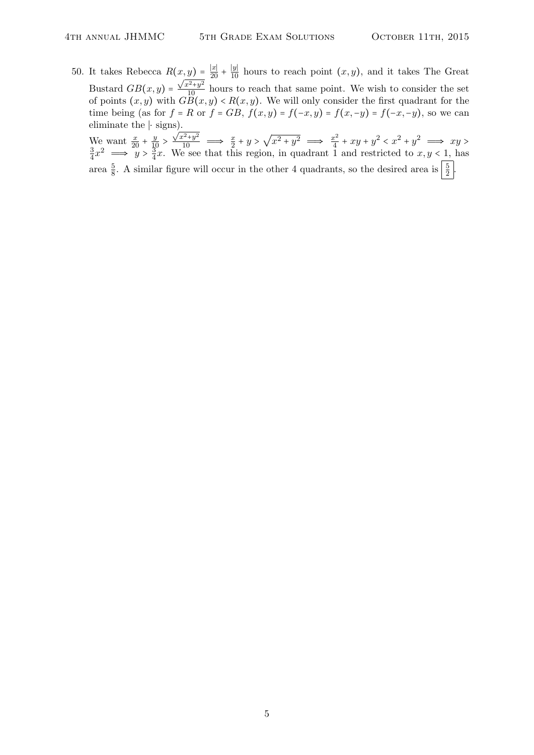50. It takes Rebecca $R(x,y) = \frac{|x|}{20} + \frac{|y|}{10}$ hours to reach point $(x,y)$, and it takes The Great Bustard $GB(x,y) = \frac{\sqrt{x^2+y^2}}{10}$ hours to reach that same point. We wish to consider the set of points $(x,y)$ with $GB(x,y) < R(x,y)$. We will only consider the first quadrant for the time being (as for $f = R$ or $f = GB$, $f(x,y) = f(-x,y) = f(x,-y) = f(-x,-y)$, so we can eliminate the $|\cdot$ signs).

    We want $\frac{x}{20} + \frac{y}{10} > \frac{\sqrt{x^2+y^2}}{10} \implies \frac{x}{2} + y > \sqrt{x^2+y^2} \implies \frac{x^2}{4} + xy + y^2 < x^2 + y^2 \implies xy > \frac{3}{4}x^2 \implies y > \frac{3}{4}x$. We see that this region, in quadrant 1 and restricted to $x, y < 1$, has area $\frac{5}{8}$. A similar figure will occur in the other 4 quadrants, so the desired area is $\boxed{\frac{5}{2}}$.